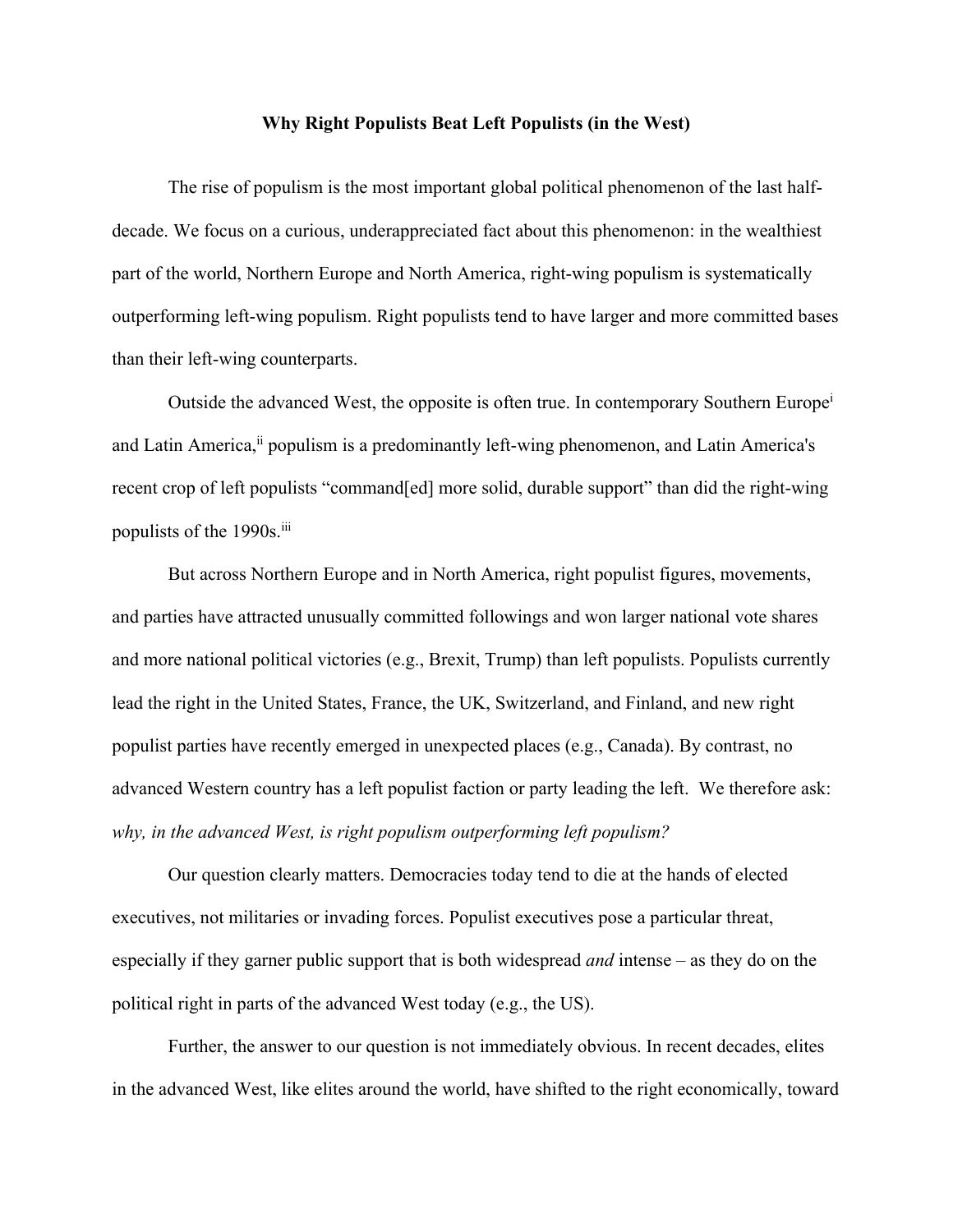**Why Right Populists Beat Left Populists (in the West)**

The rise of populism is the most important global political phenomenon of the last half-decade. We focus on a curious, underappreciated fact about this phenomenon: in the wealthiest part of the world, Northern Europe and North America, right-wing populism is systematically outperforming left-wing populism. Right populists tend to have larger and more committed bases than their left-wing counterparts.

Outside the advanced West, the opposite is often true. In contemporary Southern Europe[i] and Latin America,[ii] populism is a predominantly left-wing phenomenon, and Latin America's recent crop of left populists "command[ed] more solid, durable support" than did the right-wing populists of the 1990s.[iii]

But across Northern Europe and in North America, right populist figures, movements, and parties have attracted unusually committed followings and won larger national vote shares and more national political victories (e.g., Brexit, Trump) than left populists. Populists currently lead the right in the United States, France, the UK, Switzerland, and Finland, and new right populist parties have recently emerged in unexpected places (e.g., Canada). By contrast, no advanced Western country has a left populist faction or party leading the left. We therefore ask: *why, in the advanced West, is right populism outperforming left populism?*

Our question clearly matters. Democracies today tend to die at the hands of elected executives, not militaries or invading forces. Populist executives pose a particular threat, especially if they garner public support that is both widespread *and* intense – as they do on the political right in parts of the advanced West today (e.g., the US).

Further, the answer to our question is not immediately obvious. In recent decades, elites in the advanced West, like elites around the world, have shifted to the right economically, toward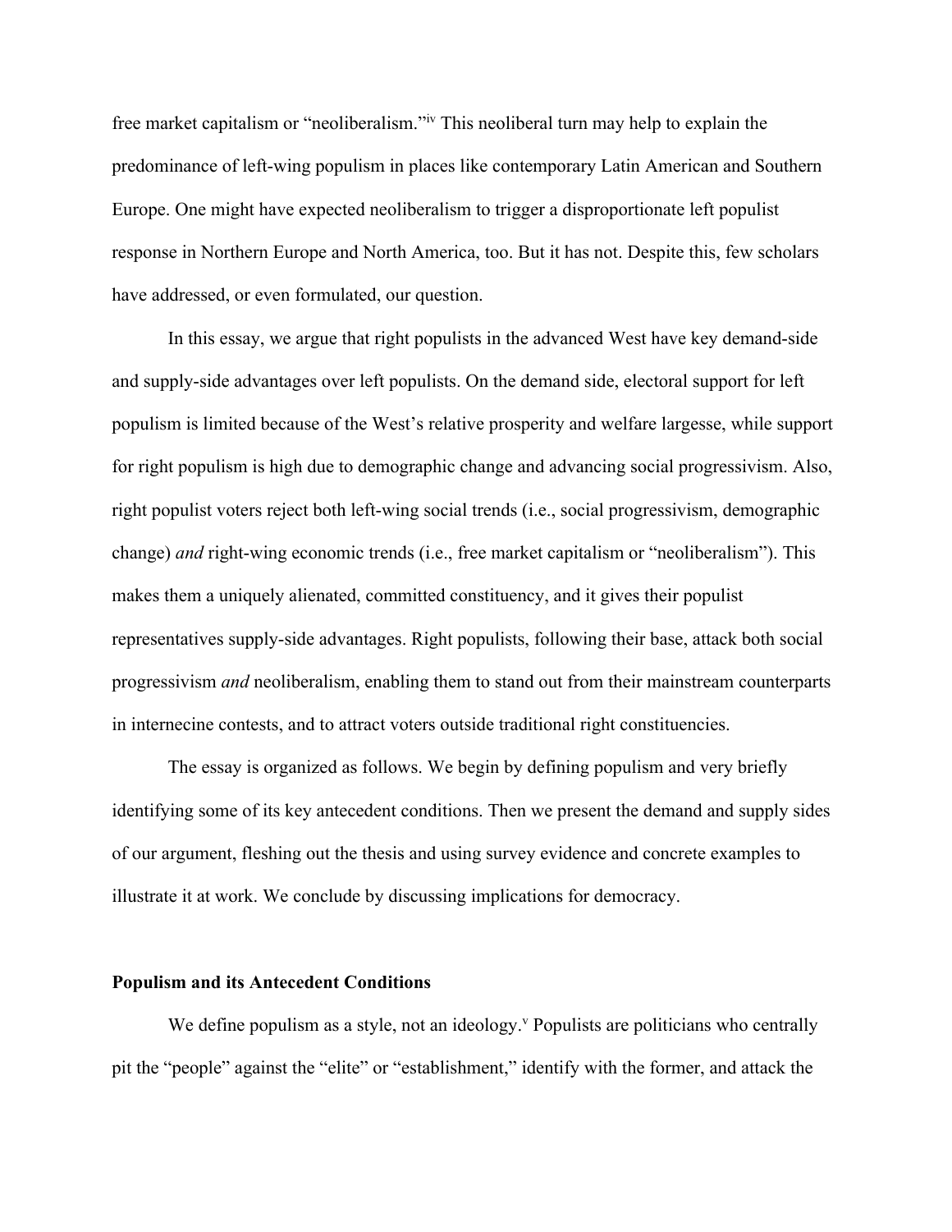free market capitalism or "neoliberalism."[iv] This neoliberal turn may help to explain the predominance of left-wing populism in places like contemporary Latin American and Southern Europe. One might have expected neoliberalism to trigger a disproportionate left populist response in Northern Europe and North America, too. But it has not. Despite this, few scholars have addressed, or even formulated, our question.

In this essay, we argue that right populists in the advanced West have key demand-side and supply-side advantages over left populists. On the demand side, electoral support for left populism is limited because of the West's relative prosperity and welfare largesse, while support for right populism is high due to demographic change and advancing social progressivism. Also, right populist voters reject both left-wing social trends (i.e., social progressivism, demographic change) *and* right-wing economic trends (i.e., free market capitalism or "neoliberalism"). This makes them a uniquely alienated, committed constituency, and it gives their populist representatives supply-side advantages. Right populists, following their base, attack both social progressivism *and* neoliberalism, enabling them to stand out from their mainstream counterparts in internecine contests, and to attract voters outside traditional right constituencies.

The essay is organized as follows. We begin by defining populism and very briefly identifying some of its key antecedent conditions. Then we present the demand and supply sides of our argument, fleshing out the thesis and using survey evidence and concrete examples to illustrate it at work. We conclude by discussing implications for democracy.

## Populism and its Antecedent Conditions

We define populism as a style, not an ideology.[v] Populists are politicians who centrally pit the "people" against the "elite" or "establishment," identify with the former, and attack the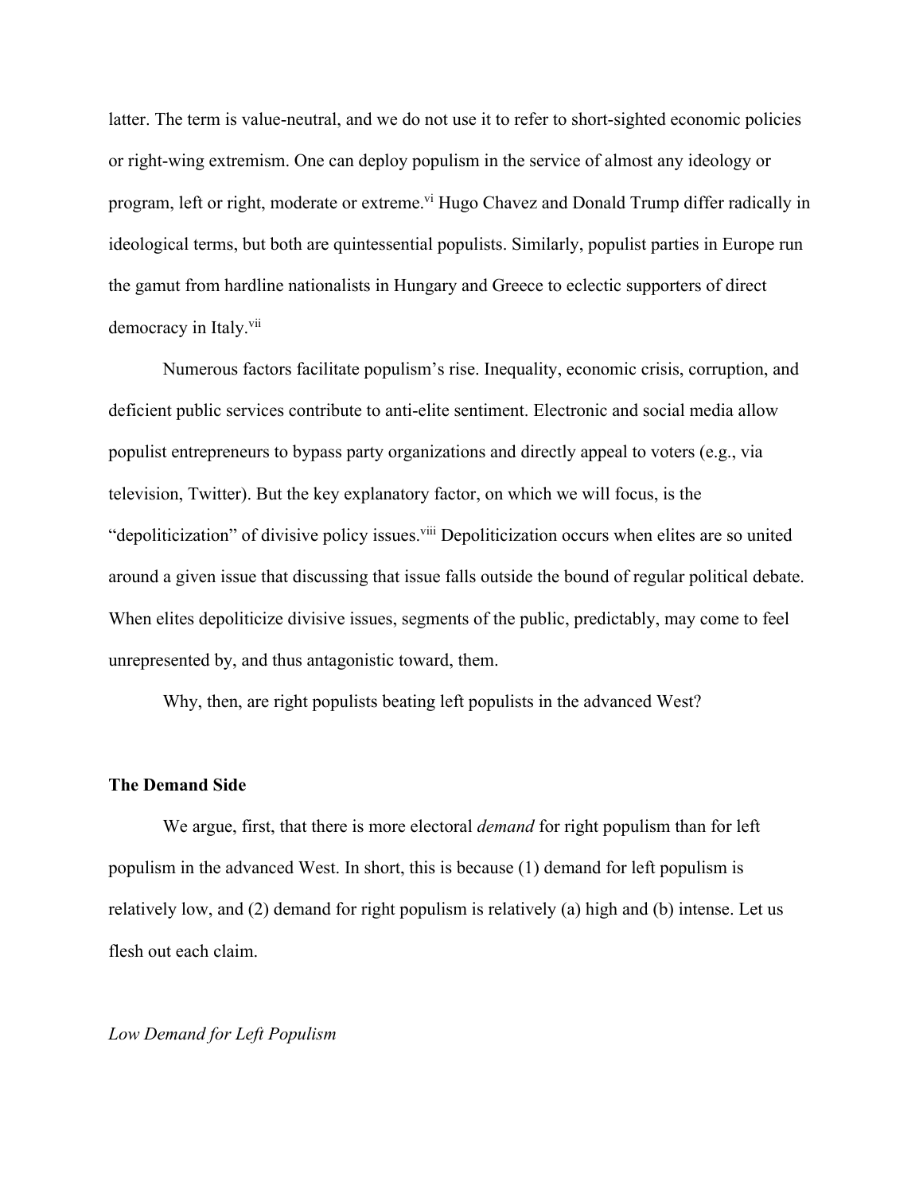latter. The term is value-neutral, and we do not use it to refer to short-sighted economic policies or right-wing extremism. One can deploy populism in the service of almost any ideology or program, left or right, moderate or extreme.[vi] Hugo Chavez and Donald Trump differ radically in ideological terms, but both are quintessential populists. Similarly, populist parties in Europe run the gamut from hardline nationalists in Hungary and Greece to eclectic supporters of direct democracy in Italy.[vii]

Numerous factors facilitate populism's rise. Inequality, economic crisis, corruption, and deficient public services contribute to anti-elite sentiment. Electronic and social media allow populist entrepreneurs to bypass party organizations and directly appeal to voters (e.g., via television, Twitter). But the key explanatory factor, on which we will focus, is the "depoliticization" of divisive policy issues.[viii] Depoliticization occurs when elites are so united around a given issue that discussing that issue falls outside the bound of regular political debate. When elites depoliticize divisive issues, segments of the public, predictably, may come to feel unrepresented by, and thus antagonistic toward, them.

Why, then, are right populists beating left populists in the advanced West?

**The Demand Side**

We argue, first, that there is more electoral *demand* for right populism than for left populism in the advanced West. In short, this is because (1) demand for left populism is relatively low, and (2) demand for right populism is relatively (a) high and (b) intense. Let us flesh out each claim.

*Low Demand for Left Populism*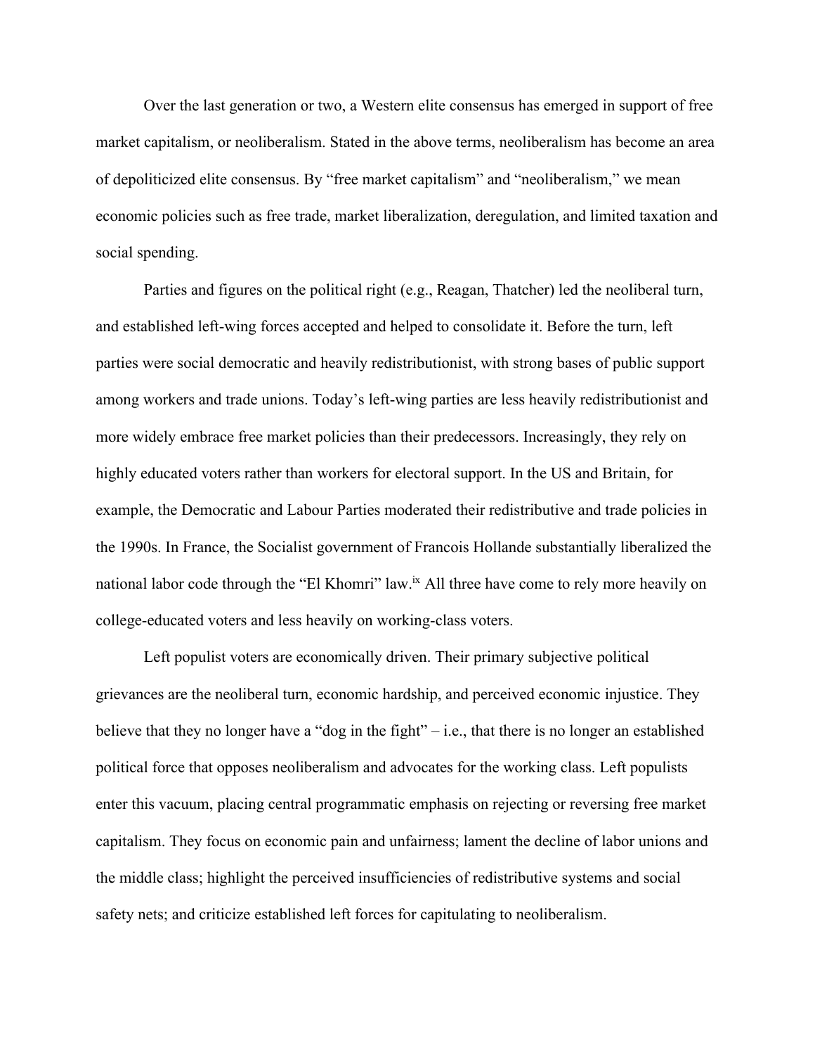Over the last generation or two, a Western elite consensus has emerged in support of free market capitalism, or neoliberalism. Stated in the above terms, neoliberalism has become an area of depoliticized elite consensus. By "free market capitalism" and "neoliberalism," we mean economic policies such as free trade, market liberalization, deregulation, and limited taxation and social spending.

Parties and figures on the political right (e.g., Reagan, Thatcher) led the neoliberal turn, and established left-wing forces accepted and helped to consolidate it. Before the turn, left parties were social democratic and heavily redistributionist, with strong bases of public support among workers and trade unions. Today's left-wing parties are less heavily redistributionist and more widely embrace free market policies than their predecessors. Increasingly, they rely on highly educated voters rather than workers for electoral support. In the US and Britain, for example, the Democratic and Labour Parties moderated their redistributive and trade policies in the 1990s. In France, the Socialist government of Francois Hollande substantially liberalized the national labor code through the "El Khomri" law.[ix] All three have come to rely more heavily on college-educated voters and less heavily on working-class voters.

Left populist voters are economically driven. Their primary subjective political grievances are the neoliberal turn, economic hardship, and perceived economic injustice. They believe that they no longer have a "dog in the fight" – i.e., that there is no longer an established political force that opposes neoliberalism and advocates for the working class. Left populists enter this vacuum, placing central programmatic emphasis on rejecting or reversing free market capitalism. They focus on economic pain and unfairness; lament the decline of labor unions and the middle class; highlight the perceived insufficiencies of redistributive systems and social safety nets; and criticize established left forces for capitulating to neoliberalism.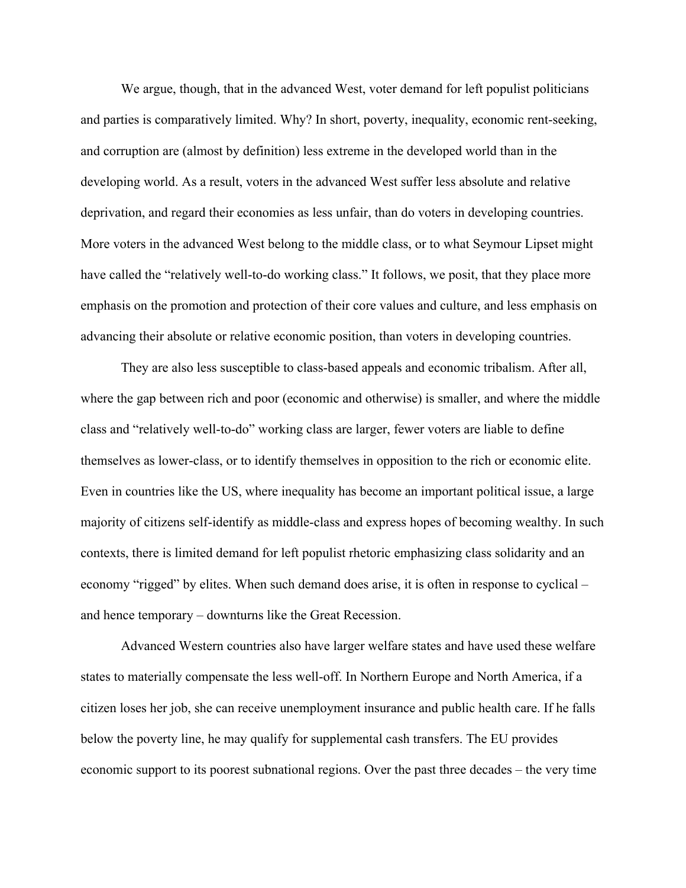We argue, though, that in the advanced West, voter demand for left populist politicians and parties is comparatively limited. Why? In short, poverty, inequality, economic rent-seeking, and corruption are (almost by definition) less extreme in the developed world than in the developing world. As a result, voters in the advanced West suffer less absolute and relative deprivation, and regard their economies as less unfair, than do voters in developing countries. More voters in the advanced West belong to the middle class, or to what Seymour Lipset might have called the "relatively well-to-do working class." It follows, we posit, that they place more emphasis on the promotion and protection of their core values and culture, and less emphasis on advancing their absolute or relative economic position, than voters in developing countries.

They are also less susceptible to class-based appeals and economic tribalism. After all, where the gap between rich and poor (economic and otherwise) is smaller, and where the middle class and "relatively well-to-do" working class are larger, fewer voters are liable to define themselves as lower-class, or to identify themselves in opposition to the rich or economic elite. Even in countries like the US, where inequality has become an important political issue, a large majority of citizens self-identify as middle-class and express hopes of becoming wealthy. In such contexts, there is limited demand for left populist rhetoric emphasizing class solidarity and an economy "rigged" by elites. When such demand does arise, it is often in response to cyclical – and hence temporary – downturns like the Great Recession.

Advanced Western countries also have larger welfare states and have used these welfare states to materially compensate the less well-off. In Northern Europe and North America, if a citizen loses her job, she can receive unemployment insurance and public health care. If he falls below the poverty line, he may qualify for supplemental cash transfers. The EU provides economic support to its poorest subnational regions. Over the past three decades – the very time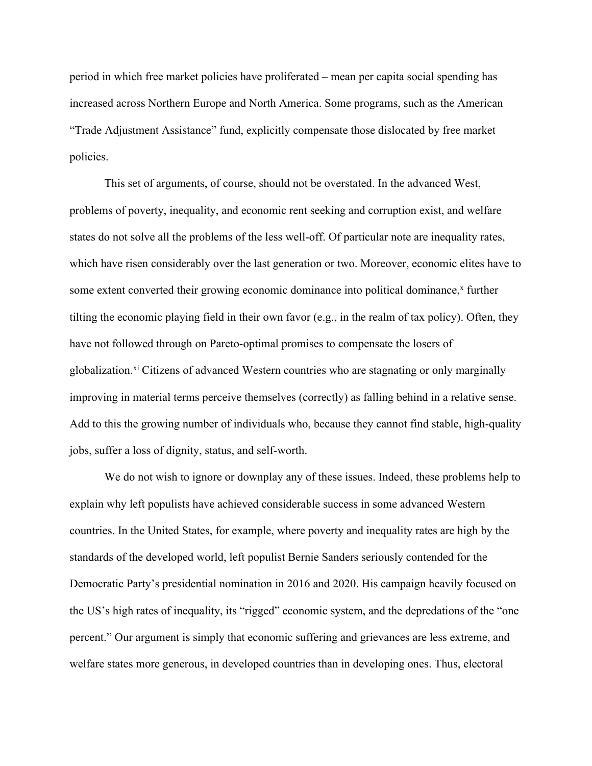period in which free market policies have proliferated – mean per capita social spending has increased across Northern Europe and North America. Some programs, such as the American "Trade Adjustment Assistance" fund, explicitly compensate those dislocated by free market policies.

This set of arguments, of course, should not be overstated. In the advanced West, problems of poverty, inequality, and economic rent seeking and corruption exist, and welfare states do not solve all the problems of the less well-off. Of particular note are inequality rates, which have risen considerably over the last generation or two. Moreover, economic elites have to some extent converted their growing economic dominance into political dominance,[x] further tilting the economic playing field in their own favor (e.g., in the realm of tax policy). Often, they have not followed through on Pareto-optimal promises to compensate the losers of globalization.[xi] Citizens of advanced Western countries who are stagnating or only marginally improving in material terms perceive themselves (correctly) as falling behind in a relative sense. Add to this the growing number of individuals who, because they cannot find stable, high-quality jobs, suffer a loss of dignity, status, and self-worth.

We do not wish to ignore or downplay any of these issues. Indeed, these problems help to explain why left populists have achieved considerable success in some advanced Western countries. In the United States, for example, where poverty and inequality rates are high by the standards of the developed world, left populist Bernie Sanders seriously contended for the Democratic Party's presidential nomination in 2016 and 2020. His campaign heavily focused on the US's high rates of inequality, its "rigged" economic system, and the depredations of the "one percent." Our argument is simply that economic suffering and grievances are less extreme, and welfare states more generous, in developed countries than in developing ones. Thus, electoral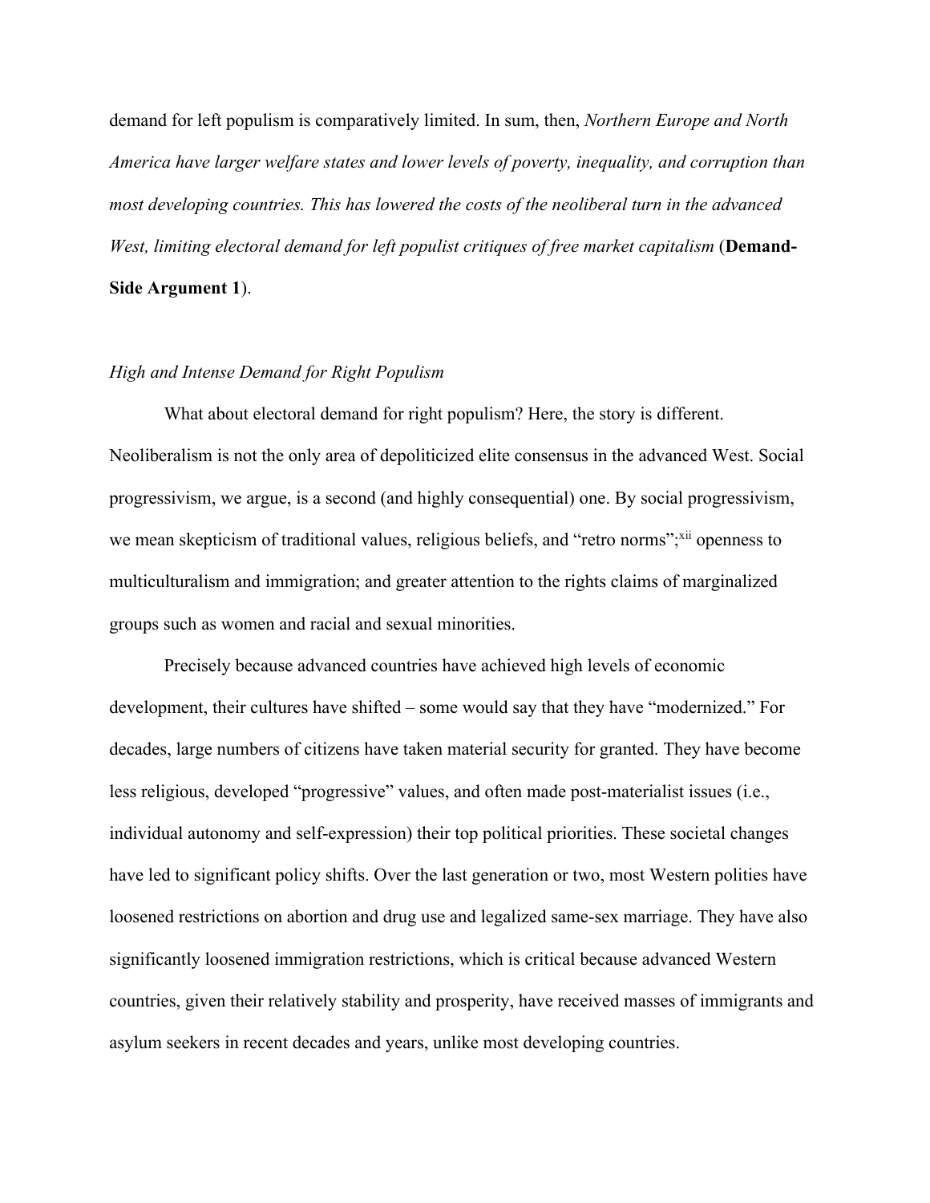demand for left populism is comparatively limited. In sum, then, *Northern Europe and North America have larger welfare states and lower levels of poverty, inequality, and corruption than most developing countries. This has lowered the costs of the neoliberal turn in the advanced West, limiting electoral demand for left populist critiques of free market capitalism* (**Demand-Side Argument 1**).

*High and Intense Demand for Right Populism*

What about electoral demand for right populism? Here, the story is different. Neoliberalism is not the only area of depoliticized elite consensus in the advanced West. Social progressivism, we argue, is a second (and highly consequential) one. By social progressivism, we mean skepticism of traditional values, religious beliefs, and "retro norms";[xii] openness to multiculturalism and immigration; and greater attention to the rights claims of marginalized groups such as women and racial and sexual minorities.

Precisely because advanced countries have achieved high levels of economic development, their cultures have shifted – some would say that they have "modernized." For decades, large numbers of citizens have taken material security for granted. They have become less religious, developed "progressive" values, and often made post-materialist issues (i.e., individual autonomy and self-expression) their top political priorities. These societal changes have led to significant policy shifts. Over the last generation or two, most Western polities have loosened restrictions on abortion and drug use and legalized same-sex marriage. They have also significantly loosened immigration restrictions, which is critical because advanced Western countries, given their relatively stability and prosperity, have received masses of immigrants and asylum seekers in recent decades and years, unlike most developing countries.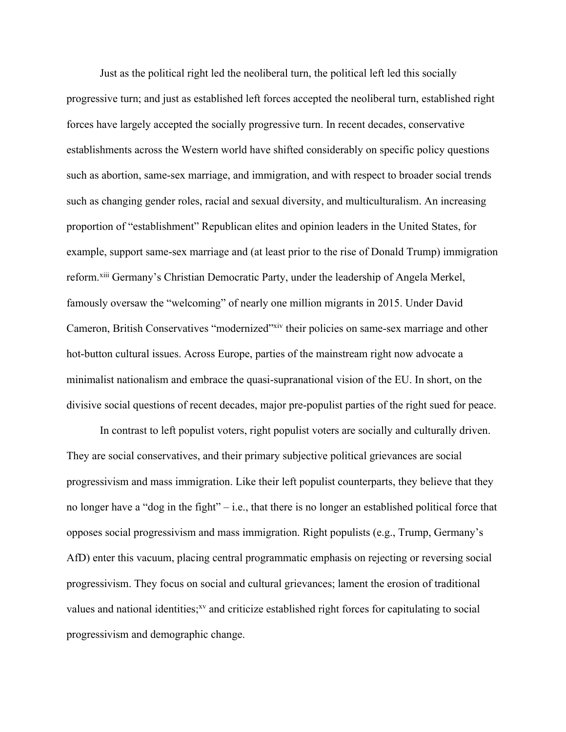Just as the political right led the neoliberal turn, the political left led this socially progressive turn; and just as established left forces accepted the neoliberal turn, established right forces have largely accepted the socially progressive turn. In recent decades, conservative establishments across the Western world have shifted considerably on specific policy questions such as abortion, same-sex marriage, and immigration, and with respect to broader social trends such as changing gender roles, racial and sexual diversity, and multiculturalism. An increasing proportion of "establishment" Republican elites and opinion leaders in the United States, for example, support same-sex marriage and (at least prior to the rise of Donald Trump) immigration reform.[xiii] Germany's Christian Democratic Party, under the leadership of Angela Merkel, famously oversaw the "welcoming" of nearly one million migrants in 2015. Under David Cameron, British Conservatives "modernized"[xiv] their policies on same-sex marriage and other hot-button cultural issues. Across Europe, parties of the mainstream right now advocate a minimalist nationalism and embrace the quasi-supranational vision of the EU. In short, on the divisive social questions of recent decades, major pre-populist parties of the right sued for peace.

In contrast to left populist voters, right populist voters are socially and culturally driven. They are social conservatives, and their primary subjective political grievances are social progressivism and mass immigration. Like their left populist counterparts, they believe that they no longer have a "dog in the fight" – i.e., that there is no longer an established political force that opposes social progressivism and mass immigration. Right populists (e.g., Trump, Germany's AfD) enter this vacuum, placing central programmatic emphasis on rejecting or reversing social progressivism. They focus on social and cultural grievances; lament the erosion of traditional values and national identities;[xv] and criticize established right forces for capitulating to social progressivism and demographic change.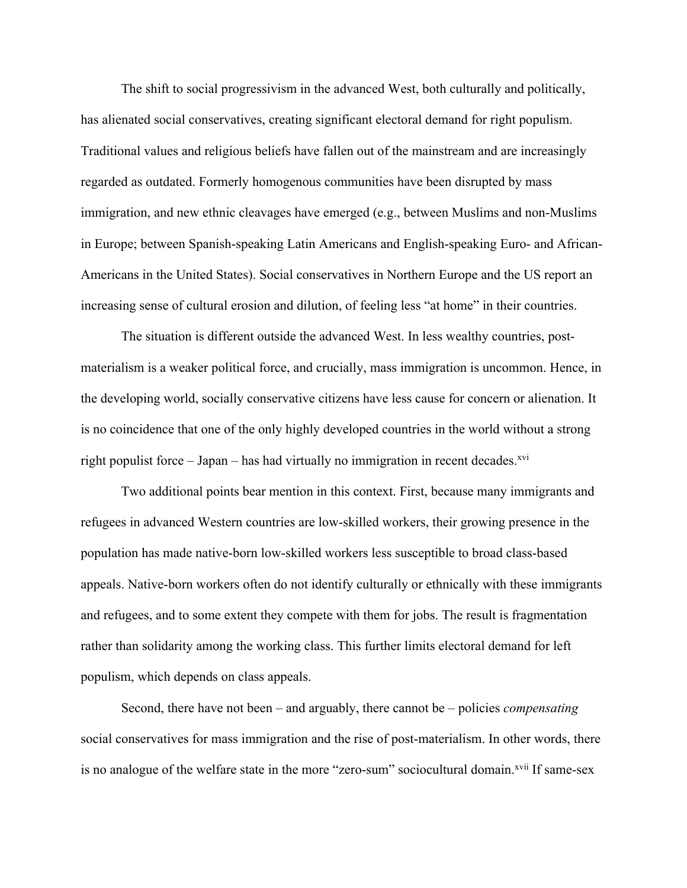The shift to social progressivism in the advanced West, both culturally and politically, has alienated social conservatives, creating significant electoral demand for right populism. Traditional values and religious beliefs have fallen out of the mainstream and are increasingly regarded as outdated. Formerly homogenous communities have been disrupted by mass immigration, and new ethnic cleavages have emerged (e.g., between Muslims and non-Muslims in Europe; between Spanish-speaking Latin Americans and English-speaking Euro- and African-Americans in the United States). Social conservatives in Northern Europe and the US report an increasing sense of cultural erosion and dilution, of feeling less "at home" in their countries.

The situation is different outside the advanced West. In less wealthy countries, post-materialism is a weaker political force, and crucially, mass immigration is uncommon. Hence, in the developing world, socially conservative citizens have less cause for concern or alienation. It is no coincidence that one of the only highly developed countries in the world without a strong right populist force – Japan – has had virtually no immigration in recent decades.[xvi]

Two additional points bear mention in this context. First, because many immigrants and refugees in advanced Western countries are low-skilled workers, their growing presence in the population has made native-born low-skilled workers less susceptible to broad class-based appeals. Native-born workers often do not identify culturally or ethnically with these immigrants and refugees, and to some extent they compete with them for jobs. The result is fragmentation rather than solidarity among the working class. This further limits electoral demand for left populism, which depends on class appeals.

Second, there have not been – and arguably, there cannot be – policies *compensating* social conservatives for mass immigration and the rise of post-materialism. In other words, there is no analogue of the welfare state in the more "zero-sum" sociocultural domain.[xvii] If same-sex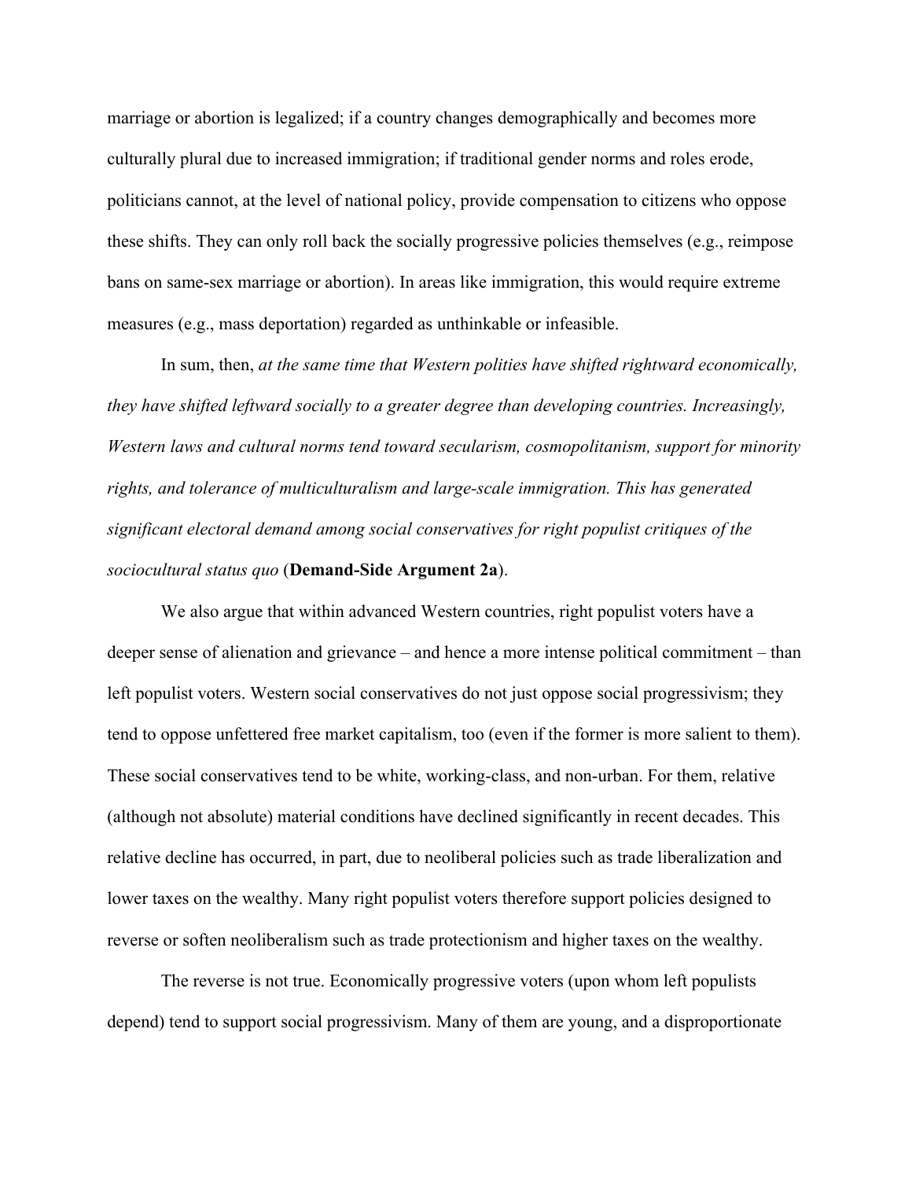marriage or abortion is legalized; if a country changes demographically and becomes more culturally plural due to increased immigration; if traditional gender norms and roles erode, politicians cannot, at the level of national policy, provide compensation to citizens who oppose these shifts. They can only roll back the socially progressive policies themselves (e.g., reimpose bans on same-sex marriage or abortion). In areas like immigration, this would require extreme measures (e.g., mass deportation) regarded as unthinkable or infeasible.

In sum, then, *at the same time that Western polities have shifted rightward economically, they have shifted leftward socially to a greater degree than developing countries. Increasingly, Western laws and cultural norms tend toward secularism, cosmopolitanism, support for minority rights, and tolerance of multiculturalism and large-scale immigration. This has generated significant electoral demand among social conservatives for right populist critiques of the sociocultural status quo* (**Demand-Side Argument 2a**).

We also argue that within advanced Western countries, right populist voters have a deeper sense of alienation and grievance – and hence a more intense political commitment – than left populist voters. Western social conservatives do not just oppose social progressivism; they tend to oppose unfettered free market capitalism, too (even if the former is more salient to them). These social conservatives tend to be white, working-class, and non-urban. For them, relative (although not absolute) material conditions have declined significantly in recent decades. This relative decline has occurred, in part, due to neoliberal policies such as trade liberalization and lower taxes on the wealthy. Many right populist voters therefore support policies designed to reverse or soften neoliberalism such as trade protectionism and higher taxes on the wealthy.

The reverse is not true. Economically progressive voters (upon whom left populists depend) tend to support social progressivism. Many of them are young, and a disproportionate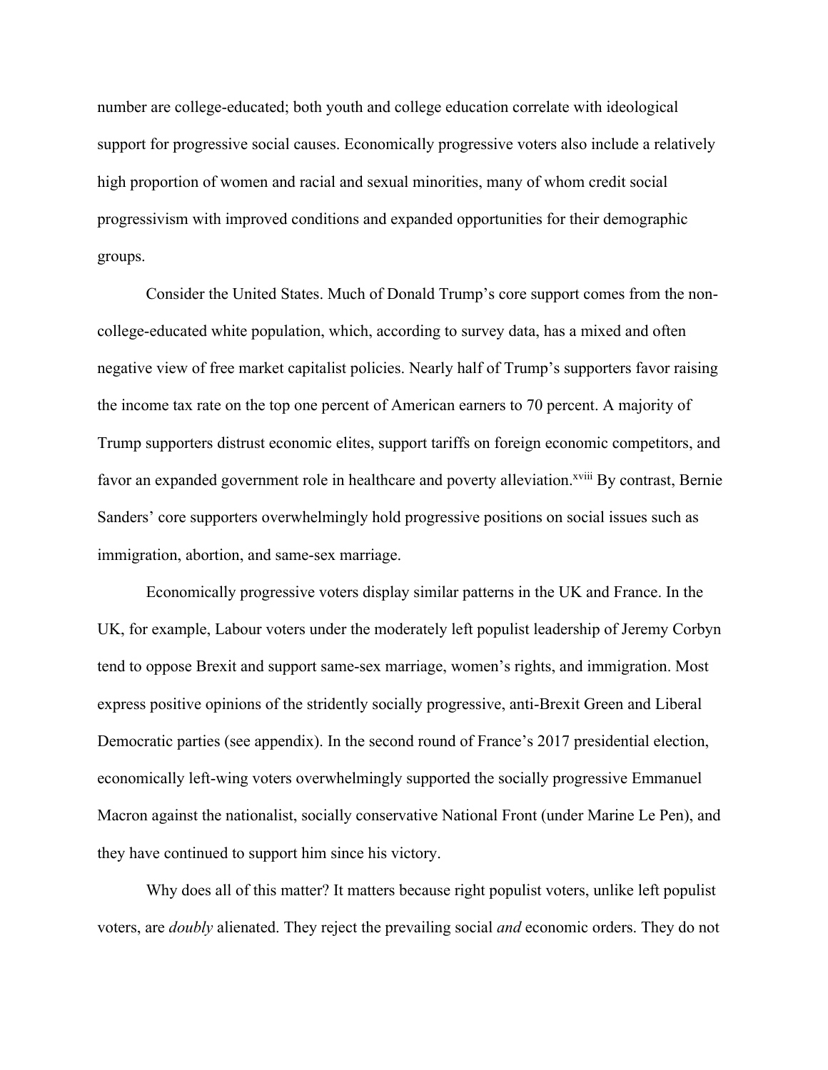number are college-educated; both youth and college education correlate with ideological support for progressive social causes. Economically progressive voters also include a relatively high proportion of women and racial and sexual minorities, many of whom credit social progressivism with improved conditions and expanded opportunities for their demographic groups.

Consider the United States. Much of Donald Trump's core support comes from the non-college-educated white population, which, according to survey data, has a mixed and often negative view of free market capitalist policies. Nearly half of Trump's supporters favor raising the income tax rate on the top one percent of American earners to 70 percent. A majority of Trump supporters distrust economic elites, support tariffs on foreign economic competitors, and favor an expanded government role in healthcare and poverty alleviation.[xviii] By contrast, Bernie Sanders' core supporters overwhelmingly hold progressive positions on social issues such as immigration, abortion, and same-sex marriage.

Economically progressive voters display similar patterns in the UK and France. In the UK, for example, Labour voters under the moderately left populist leadership of Jeremy Corbyn tend to oppose Brexit and support same-sex marriage, women's rights, and immigration. Most express positive opinions of the stridently socially progressive, anti-Brexit Green and Liberal Democratic parties (see appendix). In the second round of France's 2017 presidential election, economically left-wing voters overwhelmingly supported the socially progressive Emmanuel Macron against the nationalist, socially conservative National Front (under Marine Le Pen), and they have continued to support him since his victory.

Why does all of this matter? It matters because right populist voters, unlike left populist voters, are *doubly* alienated. They reject the prevailing social *and* economic orders. They do not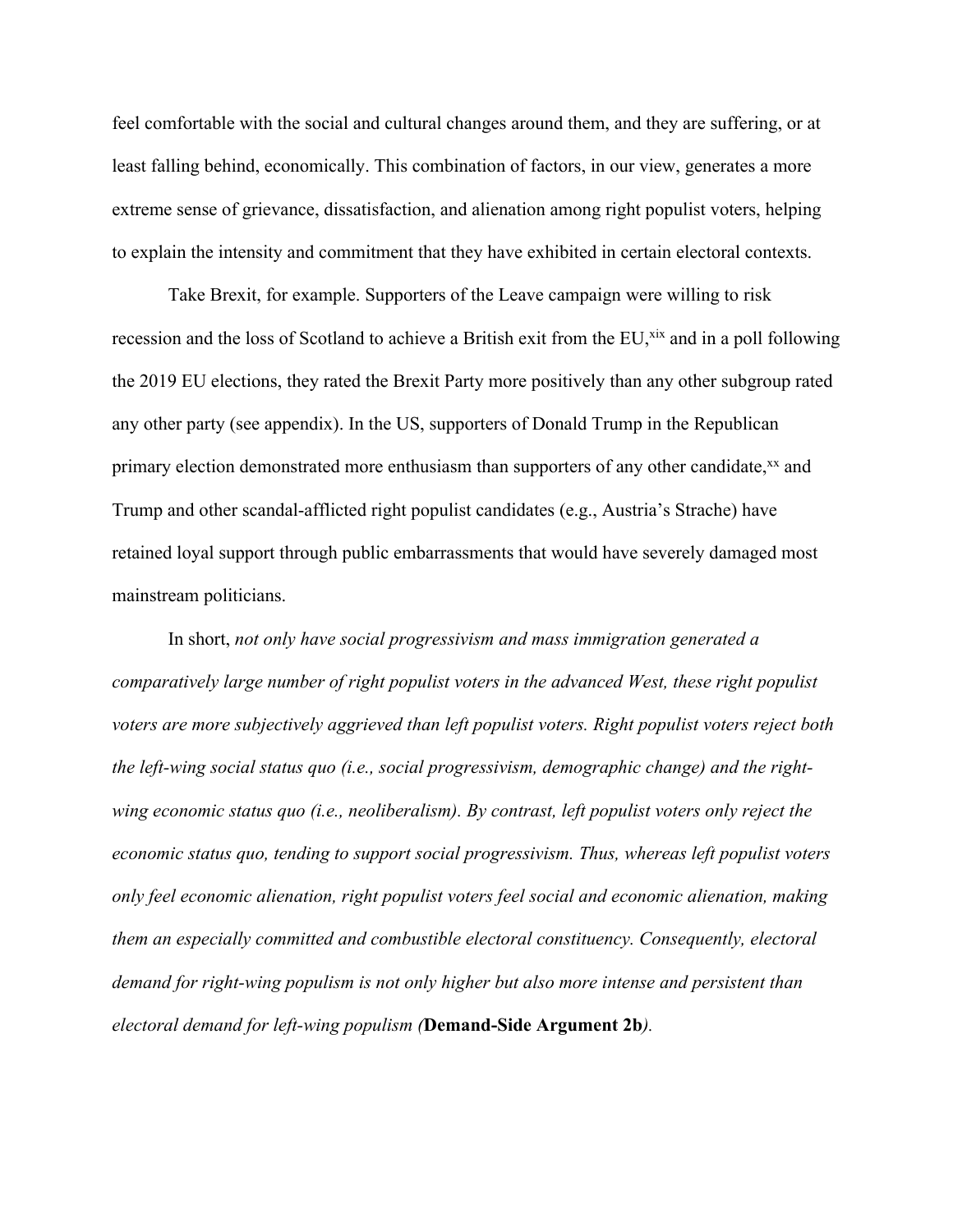feel comfortable with the social and cultural changes around them, and they are suffering, or at least falling behind, economically. This combination of factors, in our view, generates a more extreme sense of grievance, dissatisfaction, and alienation among right populist voters, helping to explain the intensity and commitment that they have exhibited in certain electoral contexts.

Take Brexit, for example. Supporters of the Leave campaign were willing to risk recession and the loss of Scotland to achieve a British exit from the EU,[xix] and in a poll following the 2019 EU elections, they rated the Brexit Party more positively than any other subgroup rated any other party (see appendix). In the US, supporters of Donald Trump in the Republican primary election demonstrated more enthusiasm than supporters of any other candidate,[xx] and Trump and other scandal-afflicted right populist candidates (e.g., Austria's Strache) have retained loyal support through public embarrassments that would have severely damaged most mainstream politicians.

In short, *not only have social progressivism and mass immigration generated a comparatively large number of right populist voters in the advanced West, these right populist voters are more subjectively aggrieved than left populist voters. Right populist voters reject both the left-wing social status quo (i.e., social progressivism, demographic change) and the right-wing economic status quo (i.e., neoliberalism). By contrast, left populist voters only reject the economic status quo, tending to support social progressivism. Thus, whereas left populist voters only feel economic alienation, right populist voters feel social and economic alienation, making them an especially committed and combustible electoral constituency. Consequently, electoral demand for right-wing populism is not only higher but also more intense and persistent than electoral demand for left-wing populism (***Demand-Side Argument 2b***).*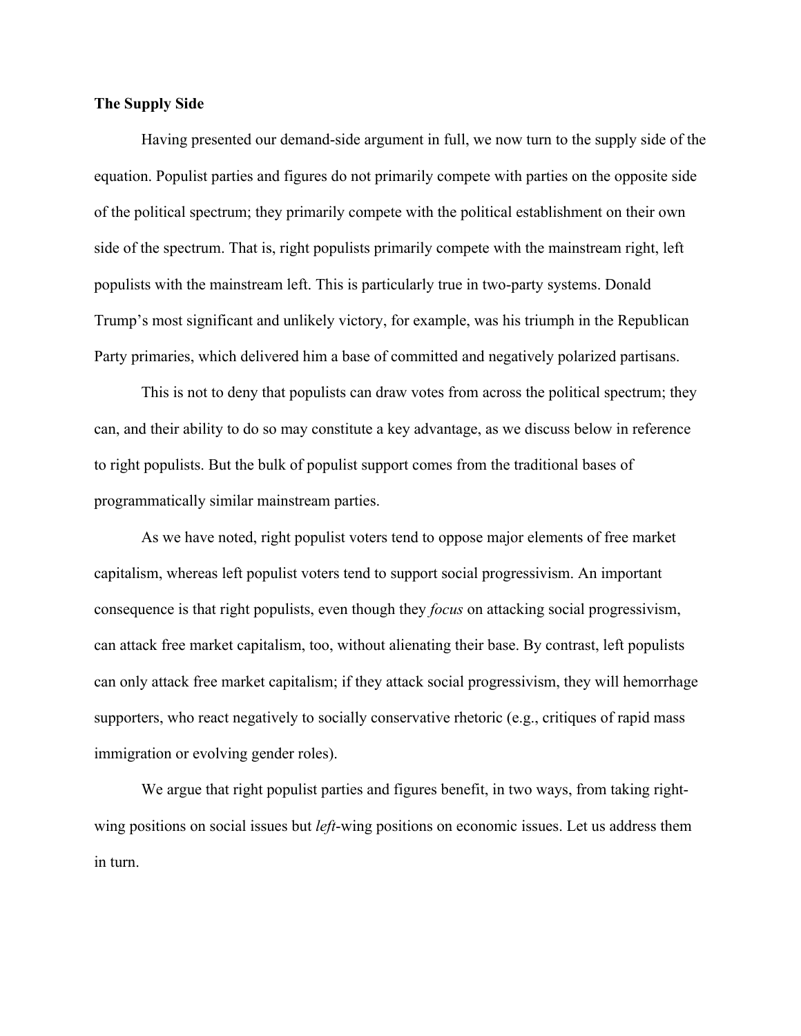**The Supply Side**

Having presented our demand-side argument in full, we now turn to the supply side of the equation. Populist parties and figures do not primarily compete with parties on the opposite side of the political spectrum; they primarily compete with the political establishment on their own side of the spectrum. That is, right populists primarily compete with the mainstream right, left populists with the mainstream left. This is particularly true in two-party systems. Donald Trump's most significant and unlikely victory, for example, was his triumph in the Republican Party primaries, which delivered him a base of committed and negatively polarized partisans.

This is not to deny that populists can draw votes from across the political spectrum; they can, and their ability to do so may constitute a key advantage, as we discuss below in reference to right populists. But the bulk of populist support comes from the traditional bases of programmatically similar mainstream parties.

As we have noted, right populist voters tend to oppose major elements of free market capitalism, whereas left populist voters tend to support social progressivism. An important consequence is that right populists, even though they *focus* on attacking social progressivism, can attack free market capitalism, too, without alienating their base. By contrast, left populists can only attack free market capitalism; if they attack social progressivism, they will hemorrhage supporters, who react negatively to socially conservative rhetoric (e.g., critiques of rapid mass immigration or evolving gender roles).

We argue that right populist parties and figures benefit, in two ways, from taking right-wing positions on social issues but *left*-wing positions on economic issues. Let us address them in turn.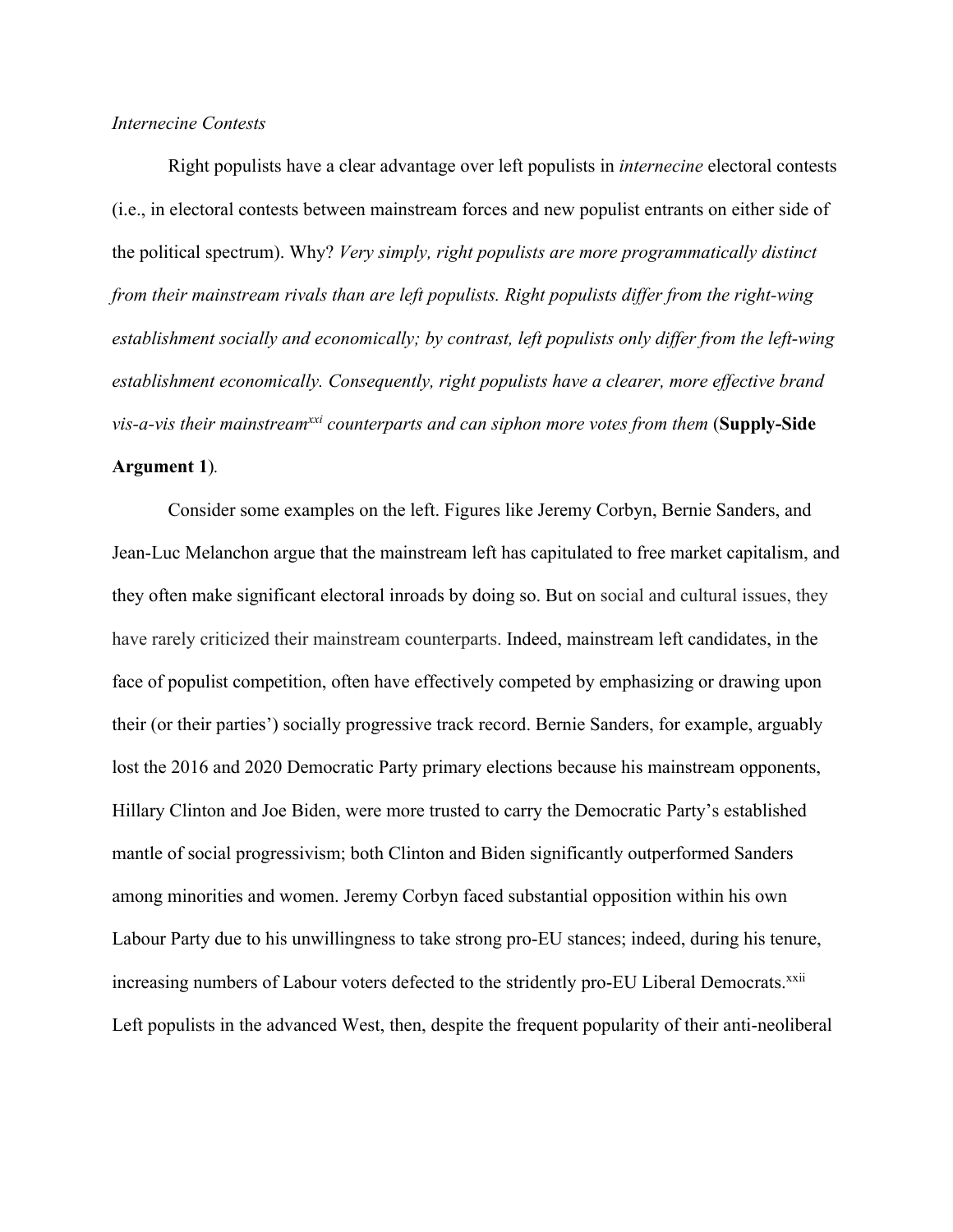*Internecine Contests*

Right populists have a clear advantage over left populists in *internecine* electoral contests (i.e., in electoral contests between mainstream forces and new populist entrants on either side of the political spectrum). Why? *Very simply, right populists are more programmatically distinct from their mainstream rivals than are left populists. Right populists differ from the right-wing establishment socially and economically; by contrast, left populists only differ from the left-wing establishment economically. Consequently, right populists have a clearer, more effective brand vis-a-vis their mainstream*[xxi] *counterparts and can siphon more votes from them* (**Supply-Side Argument 1**).

Consider some examples on the left. Figures like Jeremy Corbyn, Bernie Sanders, and Jean-Luc Melanchon argue that the mainstream left has capitulated to free market capitalism, and they often make significant electoral inroads by doing so. But on social and cultural issues, they have rarely criticized their mainstream counterparts. Indeed, mainstream left candidates, in the face of populist competition, often have effectively competed by emphasizing or drawing upon their (or their parties') socially progressive track record. Bernie Sanders, for example, arguably lost the 2016 and 2020 Democratic Party primary elections because his mainstream opponents, Hillary Clinton and Joe Biden, were more trusted to carry the Democratic Party's established mantle of social progressivism; both Clinton and Biden significantly outperformed Sanders among minorities and women. Jeremy Corbyn faced substantial opposition within his own Labour Party due to his unwillingness to take strong pro-EU stances; indeed, during his tenure, increasing numbers of Labour voters defected to the stridently pro-EU Liberal Democrats.[xxii] Left populists in the advanced West, then, despite the frequent popularity of their anti-neoliberal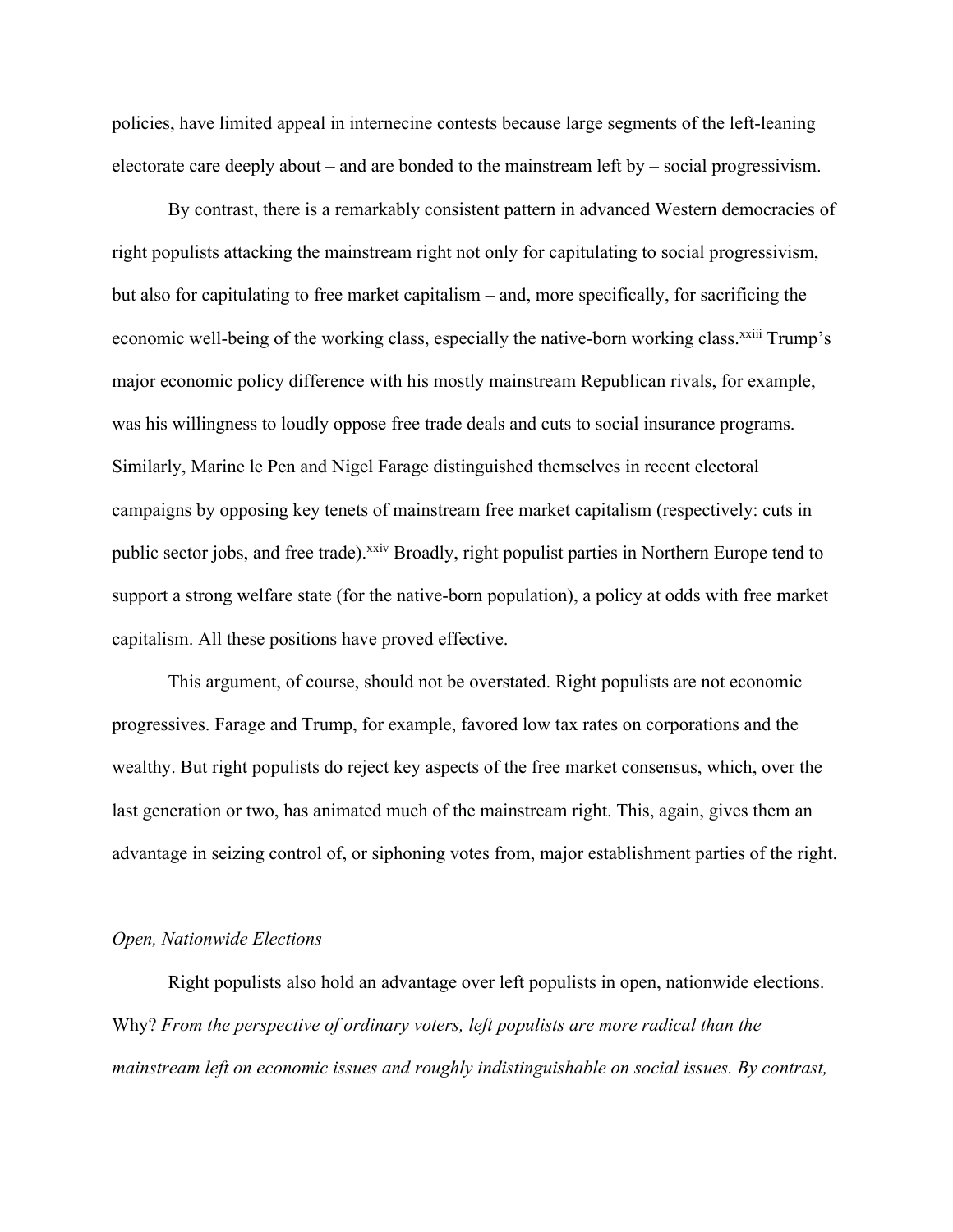policies, have limited appeal in internecine contests because large segments of the left-leaning electorate care deeply about – and are bonded to the mainstream left by – social progressivism.

By contrast, there is a remarkably consistent pattern in advanced Western democracies of right populists attacking the mainstream right not only for capitulating to social progressivism, but also for capitulating to free market capitalism – and, more specifically, for sacrificing the economic well-being of the working class, especially the native-born working class.[xxiii] Trump's major economic policy difference with his mostly mainstream Republican rivals, for example, was his willingness to loudly oppose free trade deals and cuts to social insurance programs. Similarly, Marine le Pen and Nigel Farage distinguished themselves in recent electoral campaigns by opposing key tenets of mainstream free market capitalism (respectively: cuts in public sector jobs, and free trade).[xxiv] Broadly, right populist parties in Northern Europe tend to support a strong welfare state (for the native-born population), a policy at odds with free market capitalism. All these positions have proved effective.

This argument, of course, should not be overstated. Right populists are not economic progressives. Farage and Trump, for example, favored low tax rates on corporations and the wealthy. But right populists do reject key aspects of the free market consensus, which, over the last generation or two, has animated much of the mainstream right. This, again, gives them an advantage in seizing control of, or siphoning votes from, major establishment parties of the right.

*Open, Nationwide Elections*

Right populists also hold an advantage over left populists in open, nationwide elections. Why? *From the perspective of ordinary voters, left populists are more radical than the mainstream left on economic issues and roughly indistinguishable on social issues. By contrast,*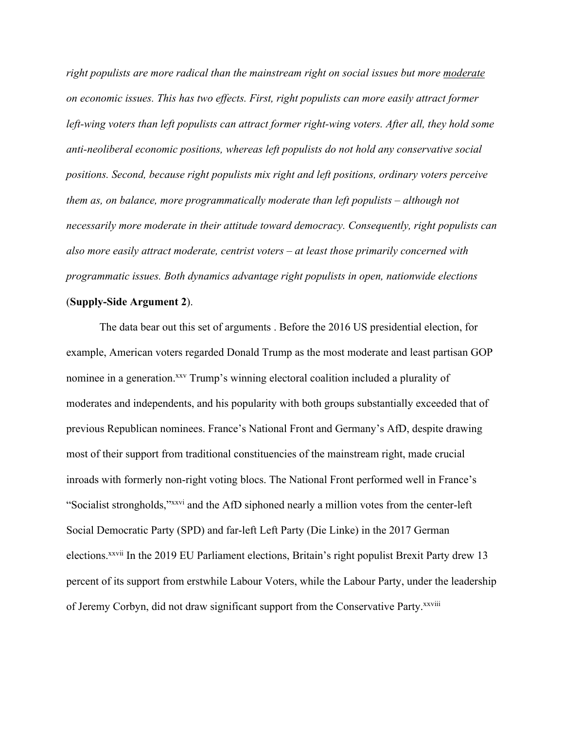*right populists are more radical than the mainstream right on social issues but more moderate on economic issues. This has two effects. First, right populists can more easily attract former left-wing voters than left populists can attract former right-wing voters. After all, they hold some anti-neoliberal economic positions, whereas left populists do not hold any conservative social positions. Second, because right populists mix right and left positions, ordinary voters perceive them as, on balance, more programmatically moderate than left populists – although not necessarily more moderate in their attitude toward democracy. Consequently, right populists can also more easily attract moderate, centrist voters – at least those primarily concerned with programmatic issues. Both dynamics advantage right populists in open, nationwide elections* (**Supply-Side Argument 2**).

The data bear out this set of arguments . Before the 2016 US presidential election, for example, American voters regarded Donald Trump as the most moderate and least partisan GOP nominee in a generation.[xxv] Trump's winning electoral coalition included a plurality of moderates and independents, and his popularity with both groups substantially exceeded that of previous Republican nominees. France's National Front and Germany's AfD, despite drawing most of their support from traditional constituencies of the mainstream right, made crucial inroads with formerly non-right voting blocs. The National Front performed well in France's "Socialist strongholds,"[xxvi] and the AfD siphoned nearly a million votes from the center-left Social Democratic Party (SPD) and far-left Left Party (Die Linke) in the 2017 German elections.[xxvii] In the 2019 EU Parliament elections, Britain's right populist Brexit Party drew 13 percent of its support from erstwhile Labour Voters, while the Labour Party, under the leadership of Jeremy Corbyn, did not draw significant support from the Conservative Party.[xxviii]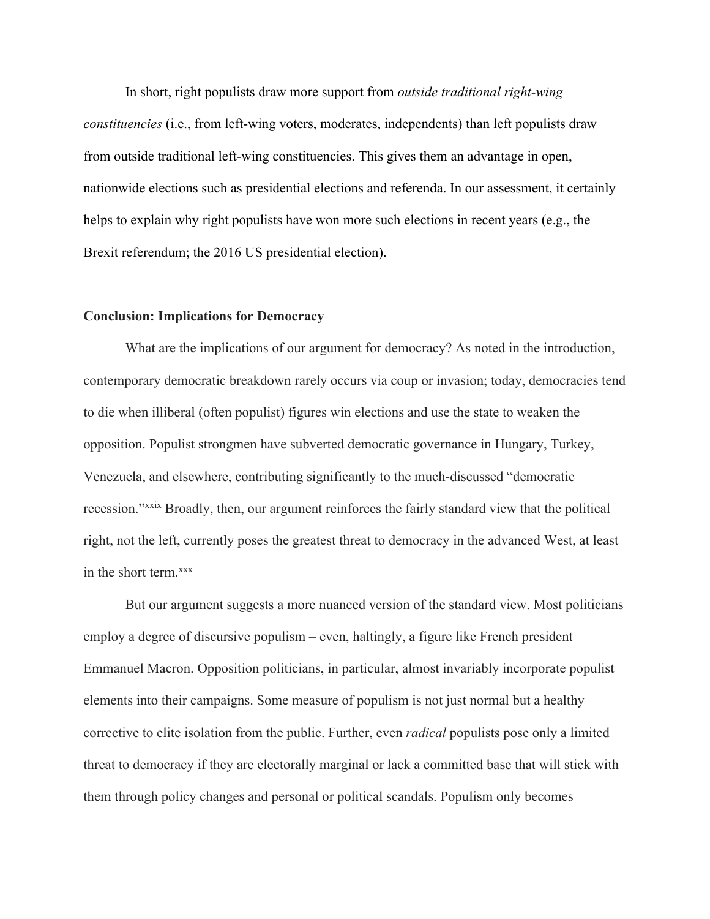In short, right populists draw more support from *outside traditional right-wing constituencies* (i.e., from left-wing voters, moderates, independents) than left populists draw from outside traditional left-wing constituencies. This gives them an advantage in open, nationwide elections such as presidential elections and referenda. In our assessment, it certainly helps to explain why right populists have won more such elections in recent years (e.g., the Brexit referendum; the 2016 US presidential election).

**Conclusion: Implications for Democracy**

What are the implications of our argument for democracy? As noted in the introduction, contemporary democratic breakdown rarely occurs via coup or invasion; today, democracies tend to die when illiberal (often populist) figures win elections and use the state to weaken the opposition. Populist strongmen have subverted democratic governance in Hungary, Turkey, Venezuela, and elsewhere, contributing significantly to the much-discussed "democratic recession."[xxix] Broadly, then, our argument reinforces the fairly standard view that the political right, not the left, currently poses the greatest threat to democracy in the advanced West, at least in the short term.[xxx]

But our argument suggests a more nuanced version of the standard view. Most politicians employ a degree of discursive populism – even, haltingly, a figure like French president Emmanuel Macron. Opposition politicians, in particular, almost invariably incorporate populist elements into their campaigns. Some measure of populism is not just normal but a healthy corrective to elite isolation from the public. Further, even *radical* populists pose only a limited threat to democracy if they are electorally marginal or lack a committed base that will stick with them through policy changes and personal or political scandals. Populism only becomes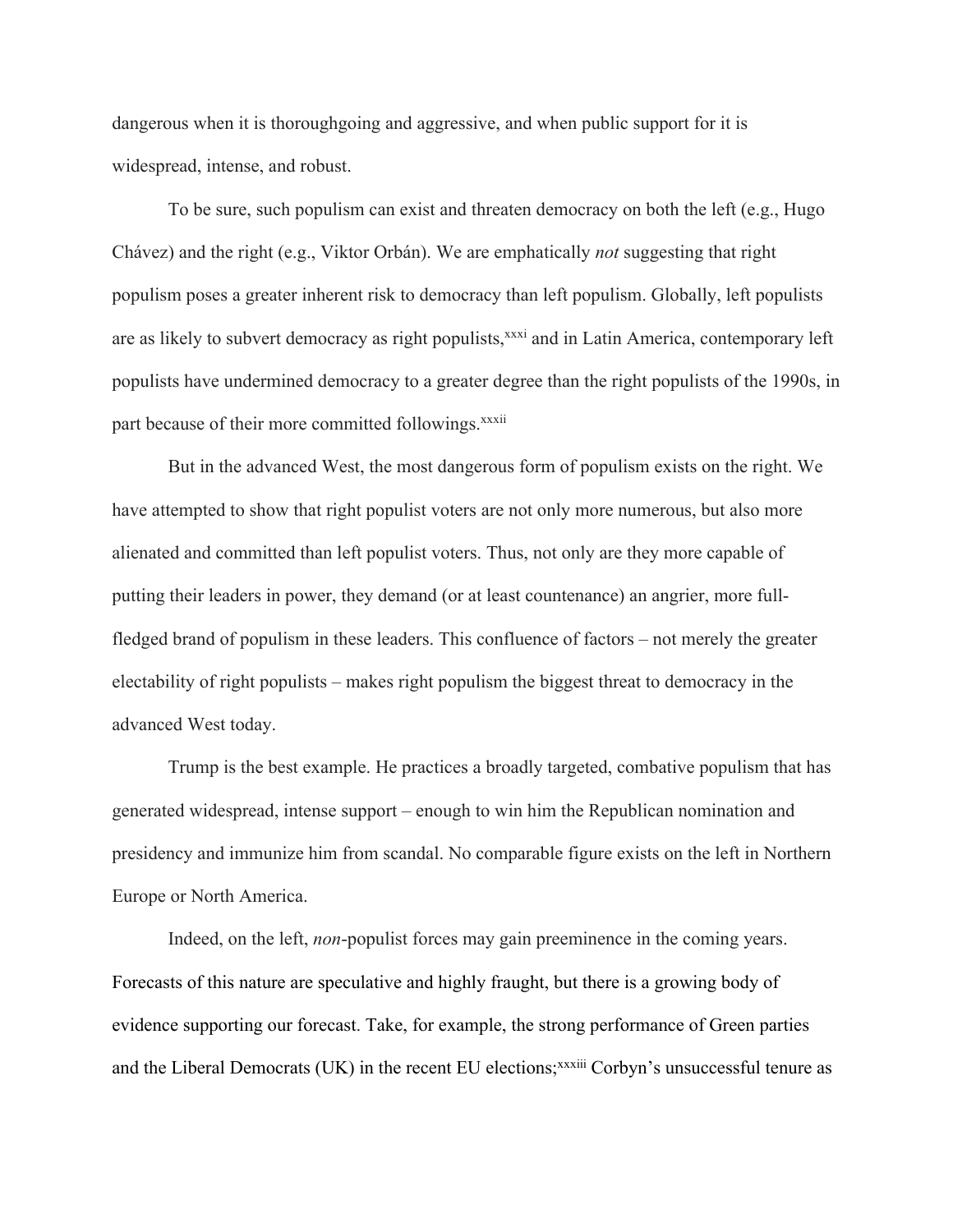dangerous when it is thoroughgoing and aggressive, and when public support for it is widespread, intense, and robust.

To be sure, such populism can exist and threaten democracy on both the left (e.g., Hugo Chávez) and the right (e.g., Viktor Orbán). We are emphatically *not* suggesting that right populism poses a greater inherent risk to democracy than left populism. Globally, left populists are as likely to subvert democracy as right populists,[xxxi] and in Latin America, contemporary left populists have undermined democracy to a greater degree than the right populists of the 1990s, in part because of their more committed followings.[xxxii]

But in the advanced West, the most dangerous form of populism exists on the right. We have attempted to show that right populist voters are not only more numerous, but also more alienated and committed than left populist voters. Thus, not only are they more capable of putting their leaders in power, they demand (or at least countenance) an angrier, more full-fledged brand of populism in these leaders. This confluence of factors – not merely the greater electability of right populists – makes right populism the biggest threat to democracy in the advanced West today.

Trump is the best example. He practices a broadly targeted, combative populism that has generated widespread, intense support – enough to win him the Republican nomination and presidency and immunize him from scandal. No comparable figure exists on the left in Northern Europe or North America.

Indeed, on the left, *non*-populist forces may gain preeminence in the coming years. Forecasts of this nature are speculative and highly fraught, but there is a growing body of evidence supporting our forecast. Take, for example, the strong performance of Green parties and the Liberal Democrats (UK) in the recent EU elections;[xxxiii] Corbyn's unsuccessful tenure as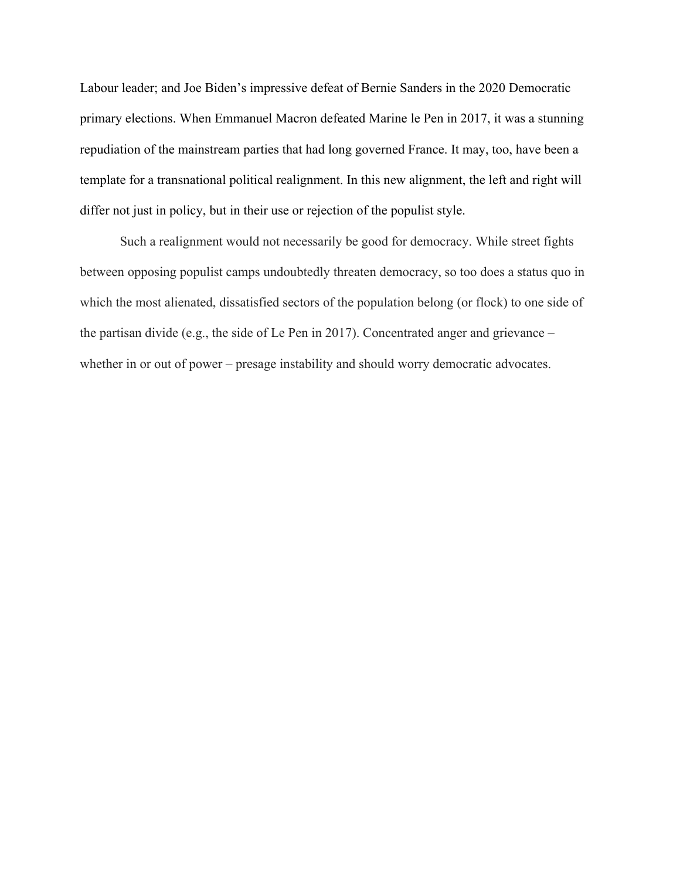Labour leader; and Joe Biden's impressive defeat of Bernie Sanders in the 2020 Democratic primary elections. When Emmanuel Macron defeated Marine le Pen in 2017, it was a stunning repudiation of the mainstream parties that had long governed France. It may, too, have been a template for a transnational political realignment. In this new alignment, the left and right will differ not just in policy, but in their use or rejection of the populist style.

Such a realignment would not necessarily be good for democracy. While street fights between opposing populist camps undoubtedly threaten democracy, so too does a status quo in which the most alienated, dissatisfied sectors of the population belong (or flock) to one side of the partisan divide (e.g., the side of Le Pen in 2017). Concentrated anger and grievance – whether in or out of power – presage instability and should worry democratic advocates.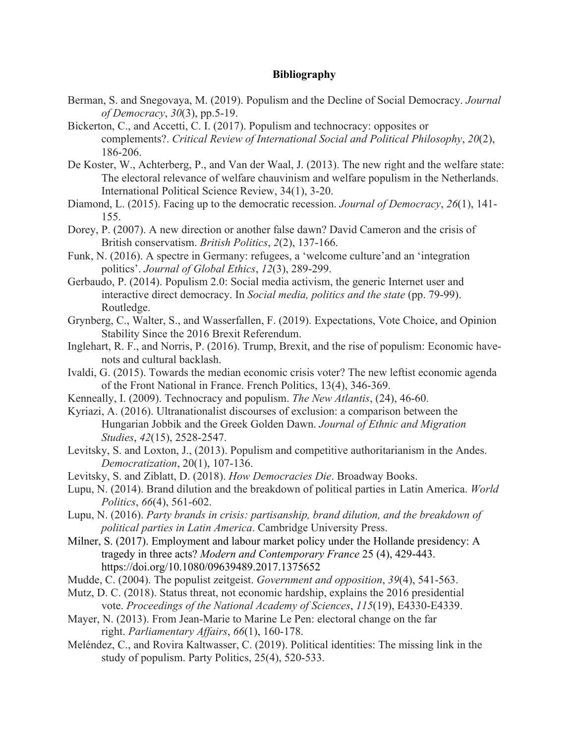**Bibliography**

Berman, S. and Snegovaya, M. (2019). Populism and the Decline of Social Democracy. *Journal of Democracy*, *30*(3), pp.5-19.

Bickerton, C., and Accetti, C. I. (2017). Populism and technocracy: opposites or complements?. *Critical Review of International Social and Political Philosophy*, *20*(2), 186-206.

De Koster, W., Achterberg, P., and Van der Waal, J. (2013). The new right and the welfare state: The electoral relevance of welfare chauvinism and welfare populism in the Netherlands. International Political Science Review, 34(1), 3-20.

Diamond, L. (2015). Facing up to the democratic recession. *Journal of Democracy*, *26*(1), 141-155.

Dorey, P. (2007). A new direction or another false dawn? David Cameron and the crisis of British conservatism. *British Politics*, *2*(2), 137-166.

Funk, N. (2016). A spectre in Germany: refugees, a 'welcome culture'and an 'integration politics'. *Journal of Global Ethics*, *12*(3), 289-299.

Gerbaudo, P. (2014). Populism 2.0: Social media activism, the generic Internet user and interactive direct democracy. In *Social media, politics and the state* (pp. 79-99). Routledge.

Grynberg, C., Walter, S., and Wasserfallen, F. (2019). Expectations, Vote Choice, and Opinion Stability Since the 2016 Brexit Referendum.

Inglehart, R. F., and Norris, P. (2016). Trump, Brexit, and the rise of populism: Economic have-nots and cultural backlash.

Ivaldi, G. (2015). Towards the median economic crisis voter? The new leftist economic agenda of the Front National in France. French Politics, 13(4), 346-369.

Kenneally, I. (2009). Technocracy and populism. *The New Atlantis*, (24), 46-60.

Kyriazi, A. (2016). Ultranationalist discourses of exclusion: a comparison between the Hungarian Jobbik and the Greek Golden Dawn. *Journal of Ethnic and Migration Studies*, *42*(15), 2528-2547.

Levitsky, S. and Loxton, J., (2013). Populism and competitive authoritarianism in the Andes. *Democratization*, 20(1), 107-136.

Levitsky, S. and Ziblatt, D. (2018). *How Democracies Die*. Broadway Books.

Lupu, N. (2014). Brand dilution and the breakdown of political parties in Latin America. *World Politics*, *66*(4), 561-602.

Lupu, N. (2016). *Party brands in crisis: partisanship, brand dilution, and the breakdown of political parties in Latin America*. Cambridge University Press.

Milner, S. (2017). Employment and labour market policy under the Hollande presidency: A tragedy in three acts? *Modern and Contemporary France* 25 (4), 429-443. https://doi.org/10.1080/09639489.2017.1375652

Mudde, C. (2004). The populist zeitgeist. *Government and opposition*, *39*(4), 541-563.

Mutz, D. C. (2018). Status threat, not economic hardship, explains the 2016 presidential vote. *Proceedings of the National Academy of Sciences*, *115*(19), E4330-E4339.

Mayer, N. (2013). From Jean-Marie to Marine Le Pen: electoral change on the far right. *Parliamentary Affairs*, *66*(1), 160-178.

Meléndez, C., and Rovira Kaltwasser, C. (2019). Political identities: The missing link in the study of populism. Party Politics, 25(4), 520-533.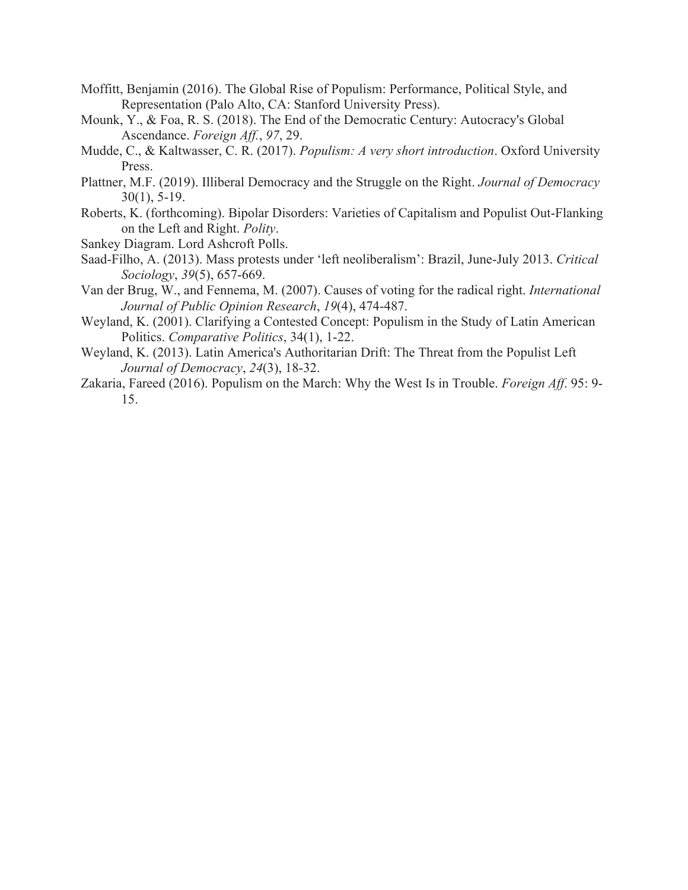Moffitt, Benjamin (2016). The Global Rise of Populism: Performance, Political Style, and Representation (Palo Alto, CA: Stanford University Press).

Mounk, Y., & Foa, R. S. (2018). The End of the Democratic Century: Autocracy's Global Ascendance. *Foreign Aff.*, *97*, 29.

Mudde, C., & Kaltwasser, C. R. (2017). *Populism: A very short introduction*. Oxford University Press.

Plattner, M.F. (2019). Illiberal Democracy and the Struggle on the Right. *Journal of Democracy* 30(1), 5-19.

Roberts, K. (forthcoming). Bipolar Disorders: Varieties of Capitalism and Populist Out-Flanking on the Left and Right. *Polity*.

Sankey Diagram. Lord Ashcroft Polls.

Saad-Filho, A. (2013). Mass protests under 'left neoliberalism': Brazil, June-July 2013. *Critical Sociology*, *39*(5), 657-669.

Van der Brug, W., and Fennema, M. (2007). Causes of voting for the radical right. *International Journal of Public Opinion Research*, *19*(4), 474-487.

Weyland, K. (2001). Clarifying a Contested Concept: Populism in the Study of Latin American Politics. *Comparative Politics*, 34(1), 1-22.

Weyland, K. (2013). Latin America's Authoritarian Drift: The Threat from the Populist Left *Journal of Democracy*, *24*(3), 18-32.

Zakaria, Fareed (2016). Populism on the March: Why the West Is in Trouble. *Foreign Aff*. 95: 9-15.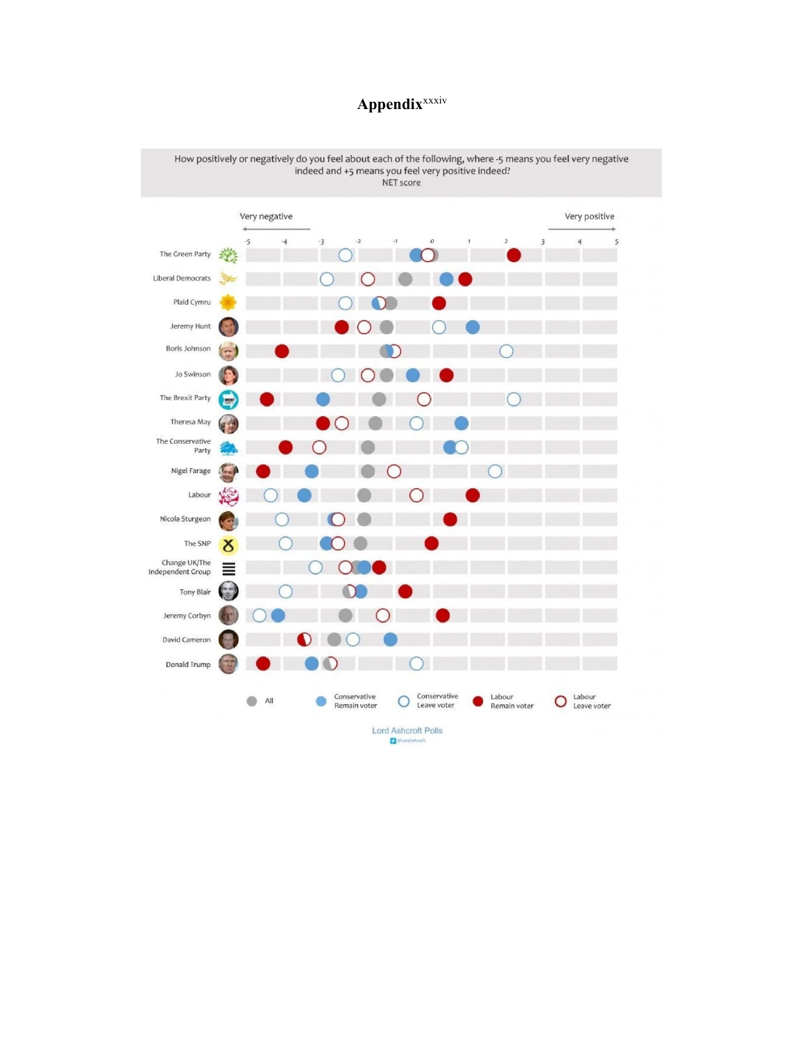# Appendix[xxxiv]

How positively or negatively do you feel about each of the following, where -5 means you feel very negative indeed and +5 means you feel very positive indeed?
NET score

Very negative — Very positive

-5 -4 -3 -2 -1 0 1 2 3 4 5

The Green Party
Liberal Democrats
Plaid Cymru
Jeremy Hunt
Boris Johnson
Jo Swinson
The Brexit Party
Theresa May
The Conservative Party
Nigel Farage
Labour
Nicola Sturgeon
The SNP
Change UK/The Independent Group
Tony Blair
Jeremy Corbyn
David Cameron
Donald Trump

All | Conservative Remain voter | Conservative Leave voter | Labour Remain voter | Labour Leave voter

Lord Ashcroft Polls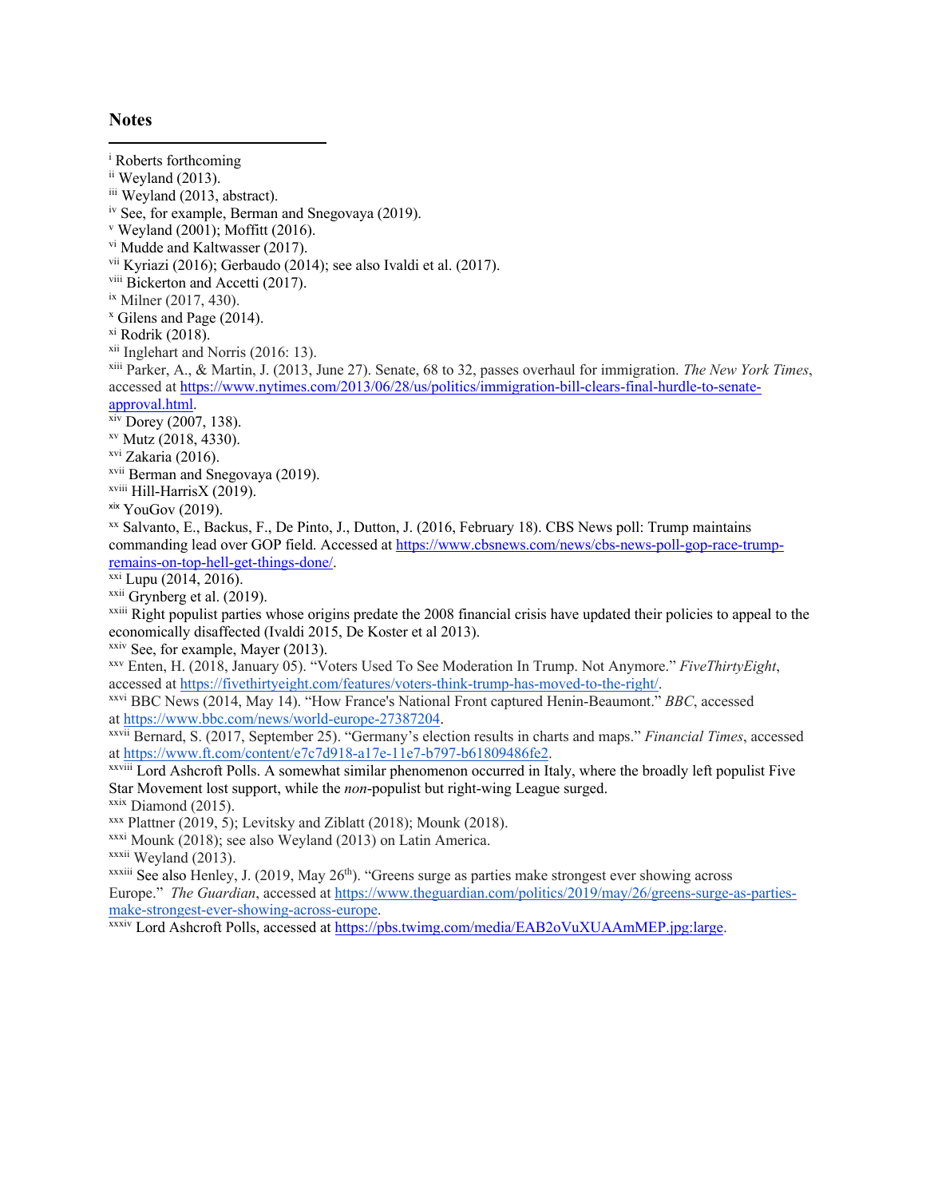## Notes

[i] Roberts forthcoming
[ii] Weyland (2013).
[iii] Weyland (2013, abstract).
[iv] See, for example, Berman and Snegovaya (2019).
[v] Weyland (2001); Moffitt (2016).
[vi] Mudde and Kaltwasser (2017).
[vii] Kyriazi (2016); Gerbaudo (2014); see also Ivaldi et al. (2017).
[viii] Bickerton and Accetti (2017).
[ix] Milner (2017, 430).
[x] Gilens and Page (2014).
[xi] Rodrik (2018).
[xii] Inglehart and Norris (2016: 13).
[xiii] Parker, A., & Martin, J. (2013, June 27). Senate, 68 to 32, passes overhaul for immigration. *The New York Times*, accessed at https://www.nytimes.com/2013/06/28/us/politics/immigration-bill-clears-final-hurdle-to-senate-approval.html.
[xiv] Dorey (2007, 138).
[xv] Mutz (2018, 4330).
[xvi] Zakaria (2016).
[xvii] Berman and Snegovaya (2019).
[xviii] Hill-HarrisX (2019).
[xix] YouGov (2019).
[xx] Salvanto, E., Backus, F., De Pinto, J., Dutton, J. (2016, February 18). CBS News poll: Trump maintains commanding lead over GOP field. Accessed at https://www.cbsnews.com/news/cbs-news-poll-gop-race-trump-remains-on-top-hell-get-things-done/.
[xxi] Lupu (2014, 2016).
[xxii] Grynberg et al. (2019).
[xxiii] Right populist parties whose origins predate the 2008 financial crisis have updated their policies to appeal to the economically disaffected (Ivaldi 2015, De Koster et al 2013).
[xxiv] See, for example, Mayer (2013).
[xxv] Enten, H. (2018, January 05). "Voters Used To See Moderation In Trump. Not Anymore." *FiveThirtyEight*, accessed at https://fivethirtyeight.com/features/voters-think-trump-has-moved-to-the-right/.
[xxvi] BBC News (2014, May 14). "How France's National Front captured Henin-Beaumont." *BBC*, accessed at https://www.bbc.com/news/world-europe-27387204.
[xxvii] Bernard, S. (2017, September 25). "Germany's election results in charts and maps." *Financial Times*, accessed at https://www.ft.com/content/e7c7d918-a17e-11e7-b797-b61809486fe2.
[xxviii] Lord Ashcroft Polls. A somewhat similar phenomenon occurred in Italy, where the broadly left populist Five Star Movement lost support, while the *non*-populist but right-wing League surged.
[xxix] Diamond (2015).
[xxx] Plattner (2019, 5); Levitsky and Ziblatt (2018); Mounk (2018).
[xxxi] Mounk (2018); see also Weyland (2013) on Latin America.
[xxxii] Weyland (2013).
[xxxiii] See also Henley, J. (2019, May 26th). "Greens surge as parties make strongest ever showing across Europe." *The Guardian*, accessed at https://www.theguardian.com/politics/2019/may/26/greens-surge-as-parties-make-strongest-ever-showing-across-europe.
[xxxiv] Lord Ashcroft Polls, accessed at https://pbs.twimg.com/media/EAB2oVuXUAAmMEP.jpg:large.